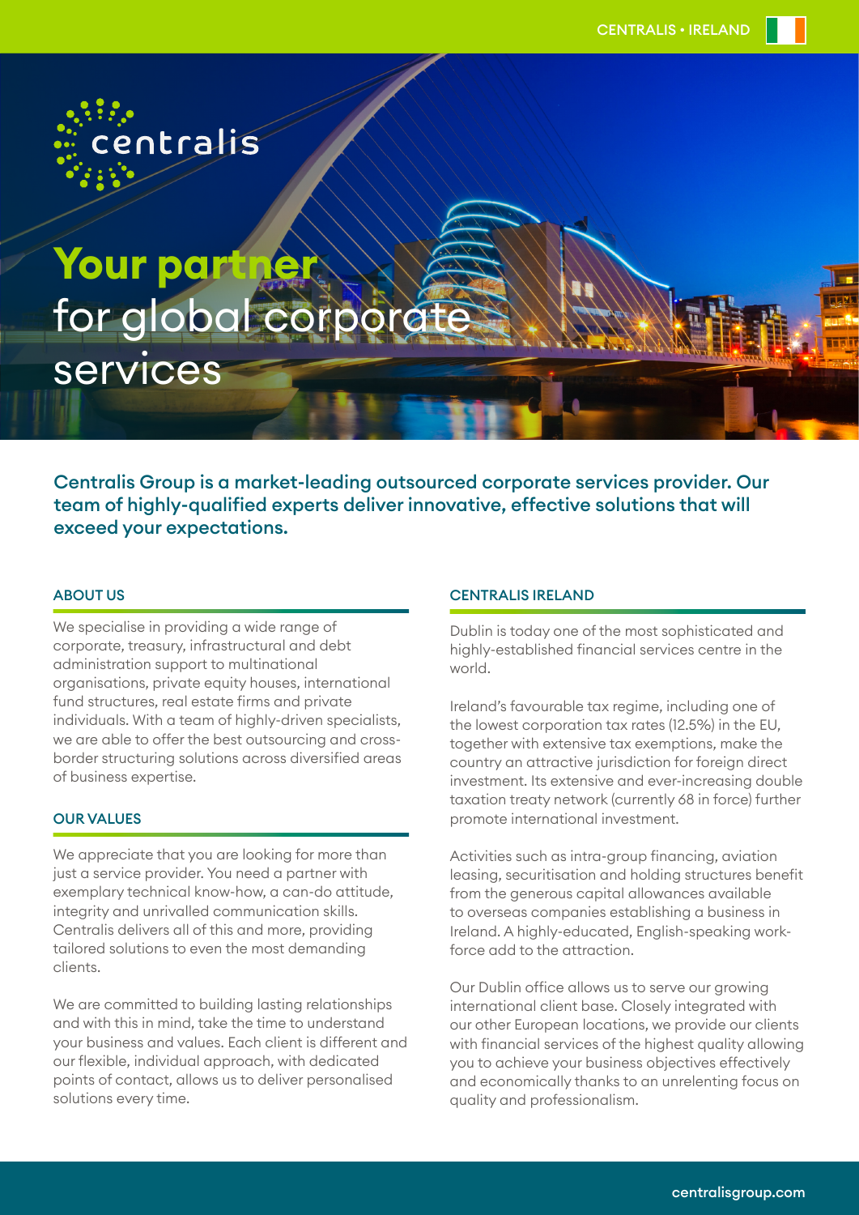# Your partner for global corporate services

**Centralis Group is a market-leading outsourced corporate services provider. Our team of highly-qualified experts deliver innovative, effective solutions that will exceed your expectations.**

## ABOUT US

We specialise in providing a wide range of corporate, treasury, infrastructural and debt administration support to multinational organisations, private equity houses, international fund structures, real estate firms and private individuals. With a team of highly-driven specialists, we are able to offer the best outsourcing and cross-border structuring solutions across diversified areas of business expertise.

## OUR VALUES

We appreciate that you are looking for more than just a service provider. You need a partner with exemplary technical know-how, a can-do attitude, integrity and unrivalled communication skills. Centralis delivers all of this and more, providing tailored solutions to even the most demanding clients.

We are committed to building lasting relationships and with this in mind, take the time to understand your business and values. Each client is different and our flexible, individual approach, with dedicated points of contact, allows us to deliver personalised solutions every time.

## CENTRALIS IRELAND

Dublin is today one of the most sophisticated and highly-established financial services centre in the world.

Ireland's favourable tax regime, including one of the lowest corporation tax rates (12.5%) in the EU, together with extensive tax exemptions, make the country an attractive jurisdiction for foreign direct investment. Its extensive and ever-increasing double taxation treaty network (currently 68 in force) further promote international investment.

Activities such as intra-group financing, aviation leasing, securitisation and holding structures benefit from the generous capital allowances available to overseas companies establishing a business in Ireland. A highly-educated, English-speaking work-force add to the attraction.

Our Dublin office allows us to serve our growing international client base. Closely integrated with our other European locations, we provide our clients with financial services of the highest quality allowing you to achieve your business objectives effectively and economically thanks to an unrelenting focus on quality and professionalism.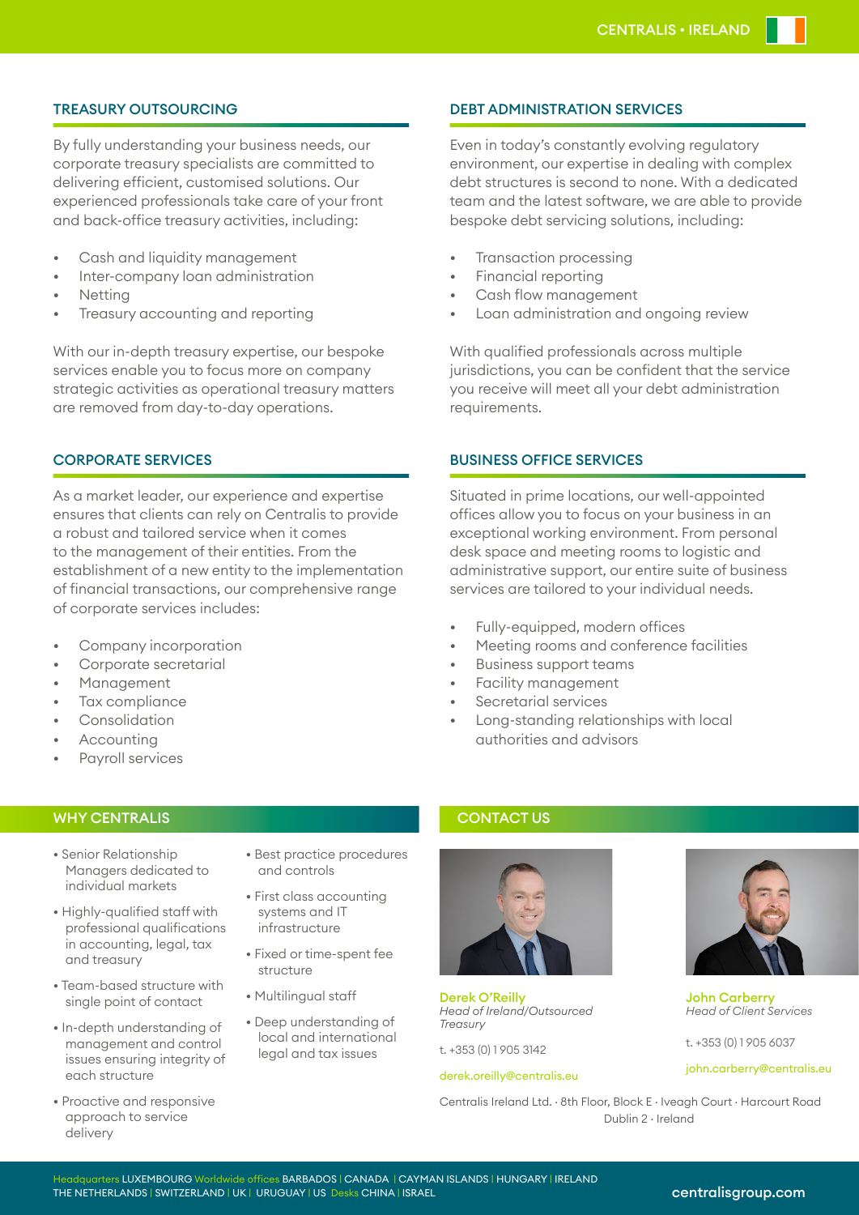## TREASURY OUTSOURCING

By fully understanding your business needs, our corporate treasury specialists are committed to delivering efficient, customised solutions. Our experienced professionals take care of your front and back-office treasury activities, including:

- Cash and liquidity management
- Inter-company loan administration
- Netting
- Treasury accounting and reporting

With our in-depth treasury expertise, our bespoke services enable you to focus more on company strategic activities as operational treasury matters are removed from day-to-day operations.

## CORPORATE SERVICES

As a market leader, our experience and expertise ensures that clients can rely on Centralis to provide a robust and tailored service when it comes to the management of their entities. From the establishment of a new entity to the implementation of financial transactions, our comprehensive range of corporate services includes:

- Company incorporation
- Corporate secretarial
- Management
- Tax compliance
- Consolidation
- Accounting
- Payroll services

## DEBT ADMINISTRATION SERVICES

Even in today's constantly evolving regulatory environment, our expertise in dealing with complex debt structures is second to none. With a dedicated team and the latest software, we are able to provide bespoke debt servicing solutions, including:

- Transaction processing
- Financial reporting
- Cash flow management
- Loan administration and ongoing review

With qualified professionals across multiple jurisdictions, you can be confident that the service you receive will meet all your debt administration requirements.

## BUSINESS OFFICE SERVICES

Situated in prime locations, our well-appointed offices allow you to focus on your business in an exceptional working environment. From personal desk space and meeting rooms to logistic and administrative support, our entire suite of business services are tailored to your individual needs.

- Fully-equipped, modern offices
- Meeting rooms and conference facilities
- Business support teams
- Facility management
- Secretarial services
- Long-standing relationships with local authorities and advisors

## WHY CENTRALIS

- Senior Relationship Managers dedicated to individual markets
- Highly-qualified staff with professional qualifications in accounting, legal, tax and treasury
- Team-based structure with single point of contact
- In-depth understanding of management and control issues ensuring integrity of each structure
- Proactive and responsive approach to service delivery
- Best practice procedures and controls
- First class accounting systems and IT infrastructure
- Fixed or time-spent fee structure
- Multilingual staff
- Deep understanding of local and international legal and tax issues

## CONTACT US

**Derek O'Reilly**
*Head of Ireland/Outsourced Treasury*

t. +353 (0) 1 905 3142

derek.oreilly@centralis.eu

**John Carberry**
*Head of Client Services*

t. +353 (0) 1 905 6037

john.carberry@centralis.eu

Centralis Ireland Ltd. · 8th Floor, Block E · Iveagh Court · Harcourt Road
Dublin 2 · Ireland

Headquarters LUXEMBOURG Worldwide offices BARBADOS | CANADA | CAYMAN ISLANDS | HUNGARY | IRELAND
THE NETHERLANDS | SWITZERLAND | UK | URUGUAY | US Desks CHINA | ISRAEL

centralisgroup.com